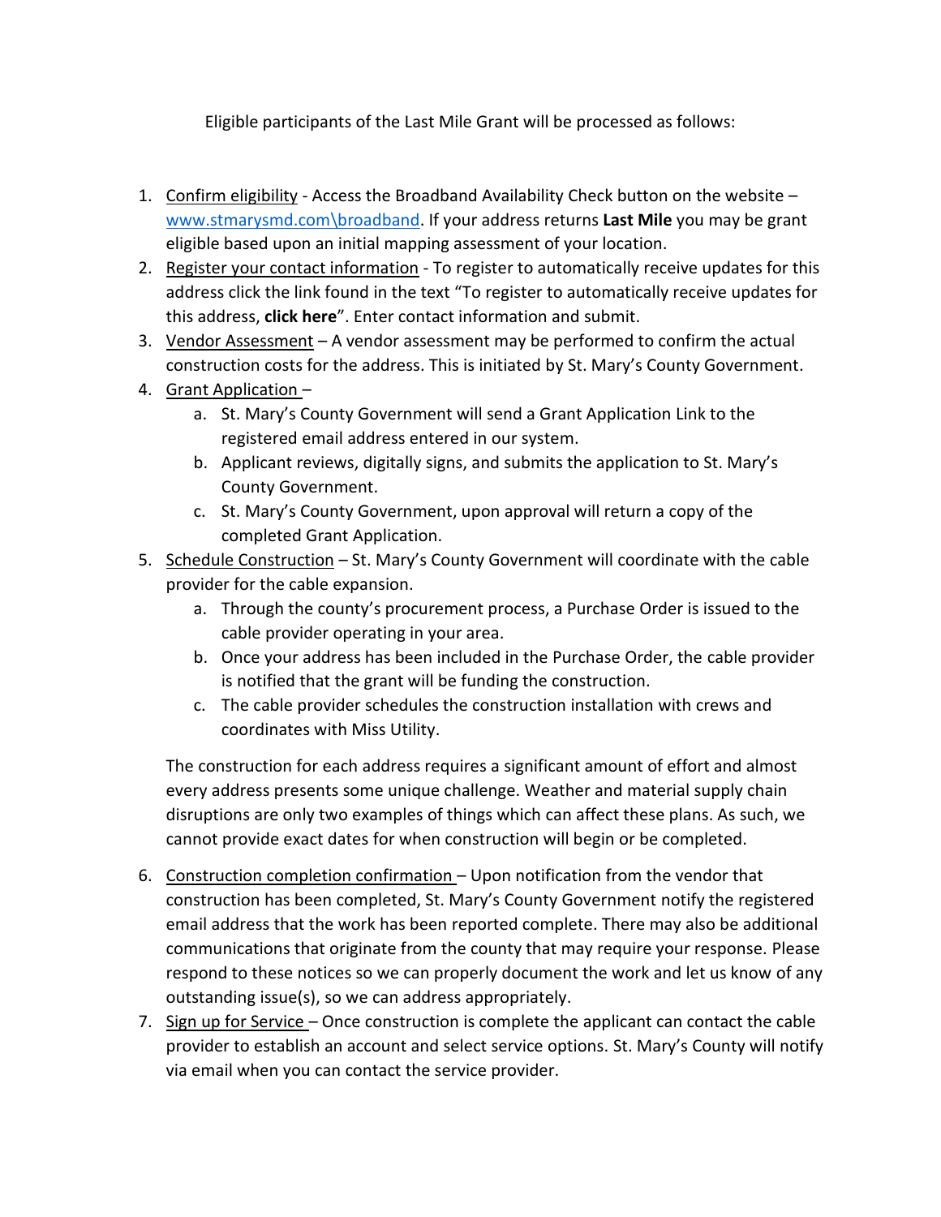Eligible participants of the Last Mile Grant will be processed as follows:

1. Confirm eligibility - Access the Broadband Availability Check button on the website – www.stmarysmd.com\broadband. If your address returns **Last Mile** you may be grant eligible based upon an initial mapping assessment of your location.
2. Register your contact information - To register to automatically receive updates for this address click the link found in the text "To register to automatically receive updates for this address, **click here**". Enter contact information and submit.
3. Vendor Assessment – A vendor assessment may be performed to confirm the actual construction costs for the address. This is initiated by St. Mary's County Government.
4. Grant Application –
   a. St. Mary's County Government will send a Grant Application Link to the registered email address entered in our system.
   b. Applicant reviews, digitally signs, and submits the application to St. Mary's County Government.
   c. St. Mary's County Government, upon approval will return a copy of the completed Grant Application.
5. Schedule Construction – St. Mary's County Government will coordinate with the cable provider for the cable expansion.
   a. Through the county's procurement process, a Purchase Order is issued to the cable provider operating in your area.
   b. Once your address has been included in the Purchase Order, the cable provider is notified that the grant will be funding the construction.
   c. The cable provider schedules the construction installation with crews and coordinates with Miss Utility.

   The construction for each address requires a significant amount of effort and almost every address presents some unique challenge. Weather and material supply chain disruptions are only two examples of things which can affect these plans. As such, we cannot provide exact dates for when construction will begin or be completed.

6. Construction completion confirmation – Upon notification from the vendor that construction has been completed, St. Mary's County Government notify the registered email address that the work has been reported complete. There may also be additional communications that originate from the county that may require your response. Please respond to these notices so we can properly document the work and let us know of any outstanding issue(s), so we can address appropriately.
7. Sign up for Service – Once construction is complete the applicant can contact the cable provider to establish an account and select service options. St. Mary's County will notify via email when you can contact the service provider.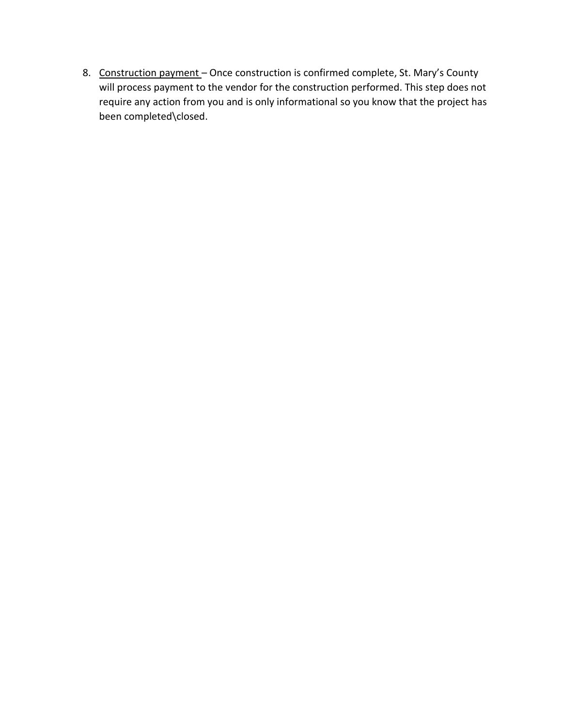8. <u>Construction payment</u> – Once construction is confirmed complete, St. Mary's County will process payment to the vendor for the construction performed. This step does not require any action from you and is only informational so you know that the project has been completed\closed.